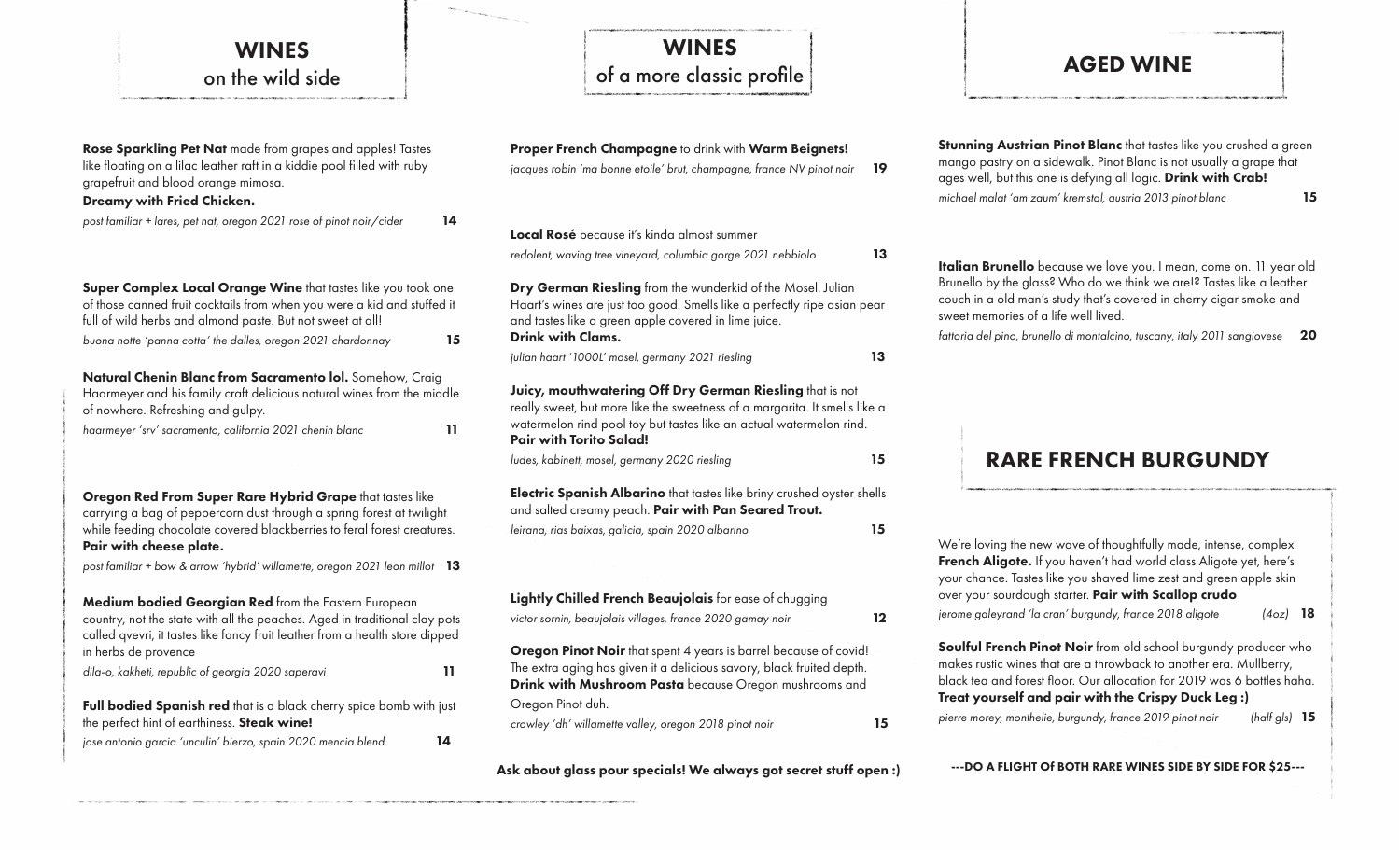# WINES
## on the wild side

**Rose Sparkling Pet Nat** made from grapes and apples! Tastes like floating on a lilac leather raft in a kiddie pool filled with ruby grapefruit and blood orange mimosa.
**Dreamy with Fried Chicken.**

*post familiar + lares, pet nat, oregon 2021 rose of pinot noir/cider* **14**

**Super Complex Local Orange Wine** that tastes like you took one of those canned fruit cocktails from when you were a kid and stuffed it full of wild herbs and almond paste. But not sweet at all!

*buona notte 'panna cotta' the dalles, oregon 2021 chardonnay* **15**

**Natural Chenin Blanc from Sacramento lol.** Somehow, Craig Haarmeyer and his family craft delicious natural wines from the middle of nowhere. Refreshing and gulpy.

*haarmeyer 'srv' sacramento, california 2021 chenin blanc* **11**

**Oregon Red From Super Rare Hybrid Grape** that tastes like carrying a bag of peppercorn dust through a spring forest at twilight while feeding chocolate covered blackberries to feral forest creatures.
**Pair with cheese plate.**

*post familiar + bow & arrow 'hybrid' willamette, oregon 2021 leon millot* **13**

**Medium bodied Georgian Red** from the Eastern European country, not the state with all the peaches. Aged in traditional clay pots called qvevri, it tastes like fancy fruit leather from a health store dipped in herbs de provence

*dila-o, kakheti, republic of georgia 2020 saperavi* **11**

**Full bodied Spanish red** that is a black cherry spice bomb with just the perfect hint of earthiness. **Steak wine!**

*jose antonio garcia 'unculin' bierzo, spain 2020 mencia blend* **14**

# WINES
## of a more classic profile

**Proper French Champagne** to drink with **Warm Beignets!**

*jacques robin 'ma bonne etoile' brut, champagne, france NV pinot noir* **19**

**Local Rosé** because it's kinda almost summer

*redolent, waving tree vineyard, columbia gorge 2021 nebbiolo* **13**

**Dry German Riesling** from the wunderkid of the Mosel. Julian Haart's wines are just too good. Smells like a perfectly ripe asian pear and tastes like a green apple covered in lime juice.
**Drink with Clams.**

*julian haart '1000L' mosel, germany 2021 riesling* **13**

**Juicy, mouthwatering Off Dry German Riesling** that is not really sweet, but more like the sweetness of a margarita. It smells like a watermelon rind pool toy but tastes like an actual watermelon rind.
**Pair with Torito Salad!**

*ludes, kabinett, mosel, germany 2020 riesling* **15**

**Electric Spanish Albarino** that tastes like briny crushed oyster shells and salted creamy peach. **Pair with Pan Seared Trout.**

*leirana, rias baixas, galicia, spain 2020 albarino* **15**

**Lightly Chilled French Beaujolais** for ease of chugging

*victor sornin, beaujolais villages, france 2020 gamay noir* **12**

**Oregon Pinot Noir** that spent 4 years is barrel because of covid! The extra aging has given it a delicious savory, black fruited depth.
**Drink with Mushroom Pasta** because Oregon mushrooms and Oregon Pinot duh.

*crowley 'dh' willamette valley, oregon 2018 pinot noir* **15**

**Ask about glass pour specials! We always got secret stuff open :)**

# AGED WINE

**Stunning Austrian Pinot Blanc** that tastes like you crushed a green mango pastry on a sidewalk. Pinot Blanc is not usually a grape that ages well, but this one is defying all logic. **Drink with Crab!**

*michael malat 'am zaum' kremstal, austria 2013 pinot blanc* **15**

**Italian Brunello** because we love you. I mean, come on. 11 year old Brunello by the glass? Who do we think we are!? Tastes like a leather couch in a old man's study that's covered in cherry cigar smoke and sweet memories of a life well lived.

*fattoria del pino, brunello di montalcino, tuscany, italy 2011 sangiovese* **20**

# RARE FRENCH BURGUNDY

We're loving the new wave of thoughtfully made, intense, complex **French Aligote.** If you haven't had world class Aligote yet, here's your chance. Tastes like you shaved lime zest and green apple skin over your sourdough starter. **Pair with Scallop crudo**

*jerome galeyrand 'la cran' burgundy, france 2018 aligote* *(4oz)* **18**

**Soulful French Pinot Noir** from old school burgundy producer who makes rustic wines that are a throwback to another era. Mullberry, black tea and forest floor. Our allocation for 2019 was 6 bottles haha.
**Treat yourself and pair with the Crispy Duck Leg :)**

*pierre morey, monthelie, burgundy, france 2019 pinot noir* *(half gls)* **15**

**---DO A FLIGHT Of BOTH RARE WINES SIDE BY SIDE FOR $25---**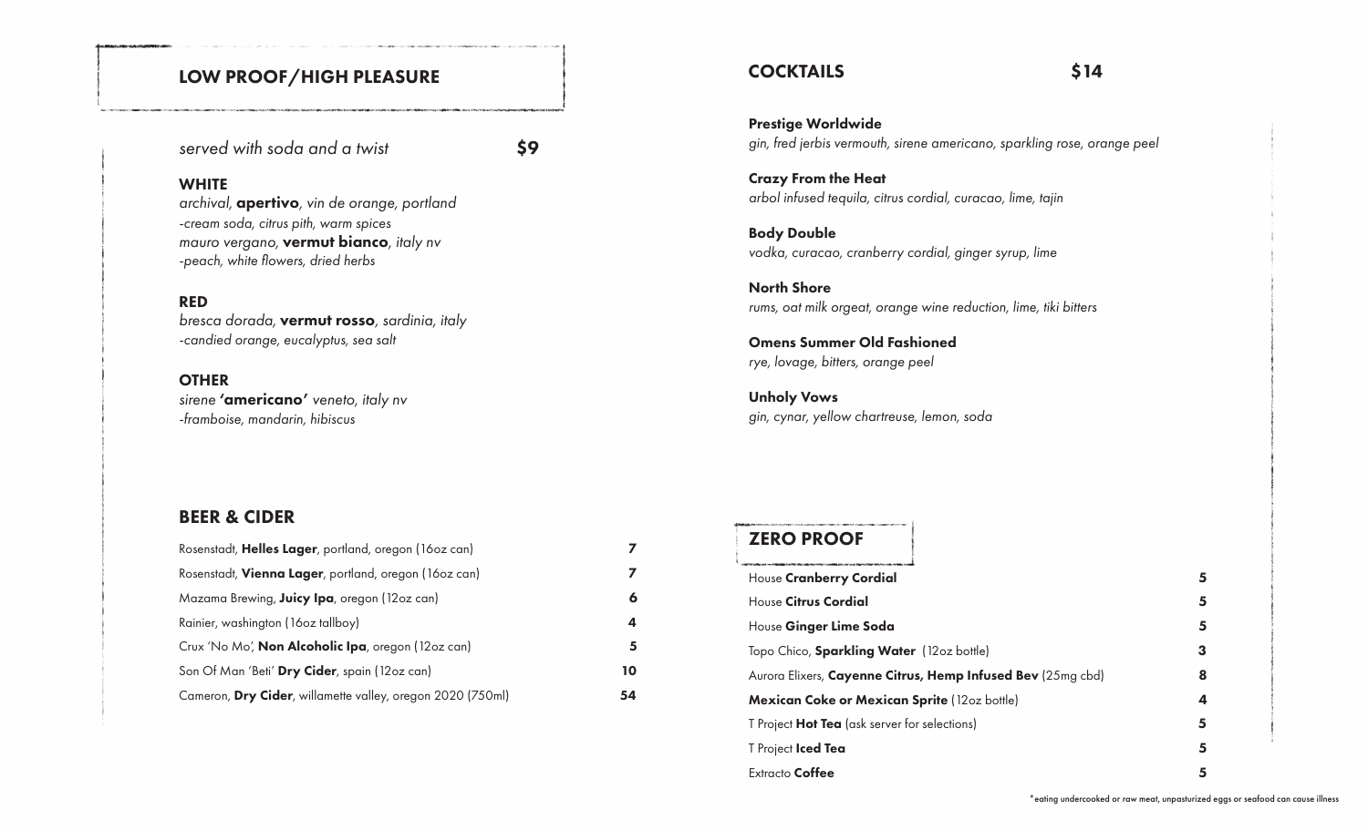## LOW PROOF/HIGH PLEASURE

*served with soda and a twist* **$9**

### WHITE

*archival,* **apertivo***, vin de orange, portland*
*-cream soda, citrus pith, warm spices*
*mauro vergano,* **vermut bianco***, italy nv*
*-peach, white flowers, dried herbs*

### RED

*bresca dorada,* **vermut rosso***, sardinia, italy*
*-candied orange, eucalyptus, sea salt*

### OTHER

*sirene* **'americano'** *veneto, italy nv*
*-framboise, mandarin, hibiscus*

## BEER & CIDER

| | |
|---|---|
| Rosenstadt, **Helles Lager**, portland, oregon (16oz can) | 7 |
| Rosenstadt, **Vienna Lager**, portland, oregon (16oz can) | 7 |
| Mazama Brewing, **Juicy Ipa**, oregon (12oz can) | 6 |
| Rainier, washington (16oz tallboy) | 4 |
| Crux 'No Mo', **Non Alcoholic Ipa**, oregon (12oz can) | 5 |
| Son Of Man 'Beti' **Dry Cider**, spain (12oz can) | 10 |
| Cameron, **Dry Cider**, willamette valley, oregon 2020 (750ml) | 54 |

## COCKTAILS $14

**Prestige Worldwide**
*gin, fred jerbis vermouth, sirene americano, sparkling rose, orange peel*

**Crazy From the Heat**
*arbol infused tequila, citrus cordial, curacao, lime, tajin*

**Body Double**
*vodka, curacao, cranberry cordial, ginger syrup, lime*

**North Shore**
*rums, oat milk orgeat, orange wine reduction, lime, tiki bitters*

**Omens Summer Old Fashioned**
*rye, lovage, bitters, orange peel*

**Unholy Vows**
*gin, cynar, yellow chartreuse, lemon, soda*

## ZERO PROOF

| | |
|---|---|
| House **Cranberry Cordial** | 5 |
| House **Citrus Cordial** | 5 |
| House **Ginger Lime Soda** | 5 |
| Topo Chico, **Sparkling Water** (12oz bottle) | 3 |
| Aurora Elixers, **Cayenne Citrus, Hemp Infused Bev** (25mg cbd) | 8 |
| **Mexican Coke or Mexican Sprite** (12oz bottle) | 4 |
| T Project **Hot Tea** (ask server for selections) | 5 |
| T Project **Iced Tea** | 5 |
| Extracto **Coffee** | 5 |

*eating undercooked or raw meat, unpasturized eggs or seafood can cause illness